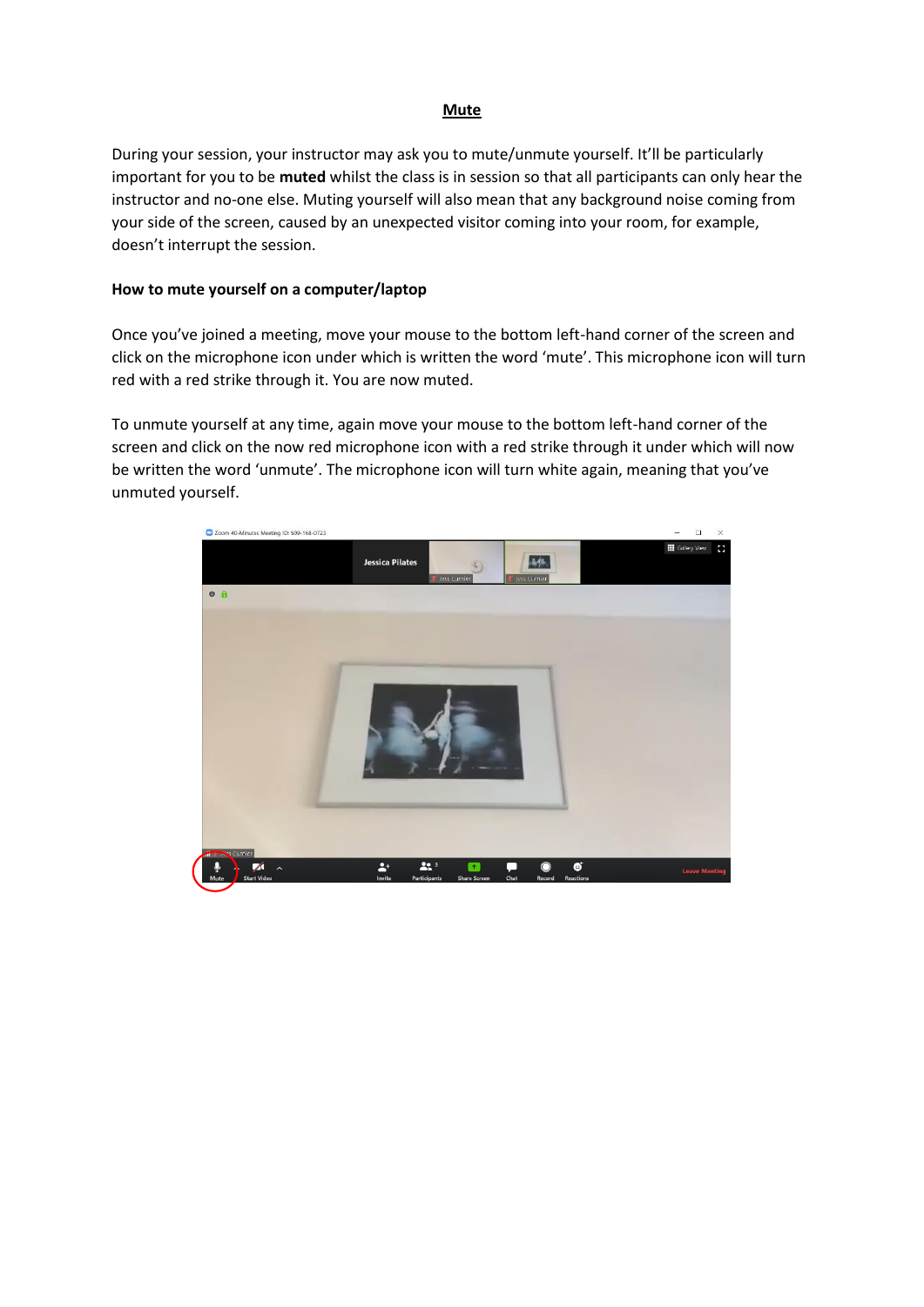## Mute

During your session, your instructor may ask you to mute/unmute yourself. It'll be particularly important for you to be **muted** whilst the class is in session so that all participants can only hear the instructor and no-one else. Muting yourself will also mean that any background noise coming from your side of the screen, caused by an unexpected visitor coming into your room, for example, doesn't interrupt the session.

**How to mute yourself on a computer/laptop**

Once you've joined a meeting, move your mouse to the bottom left-hand corner of the screen and click on the microphone icon under which is written the word 'mute'. This microphone icon will turn red with a red strike through it. You are now muted.

To unmute yourself at any time, again move your mouse to the bottom left-hand corner of the screen and click on the now red microphone icon with a red strike through it under which will now be written the word 'unmute'. The microphone icon will turn white again, meaning that you've unmuted yourself.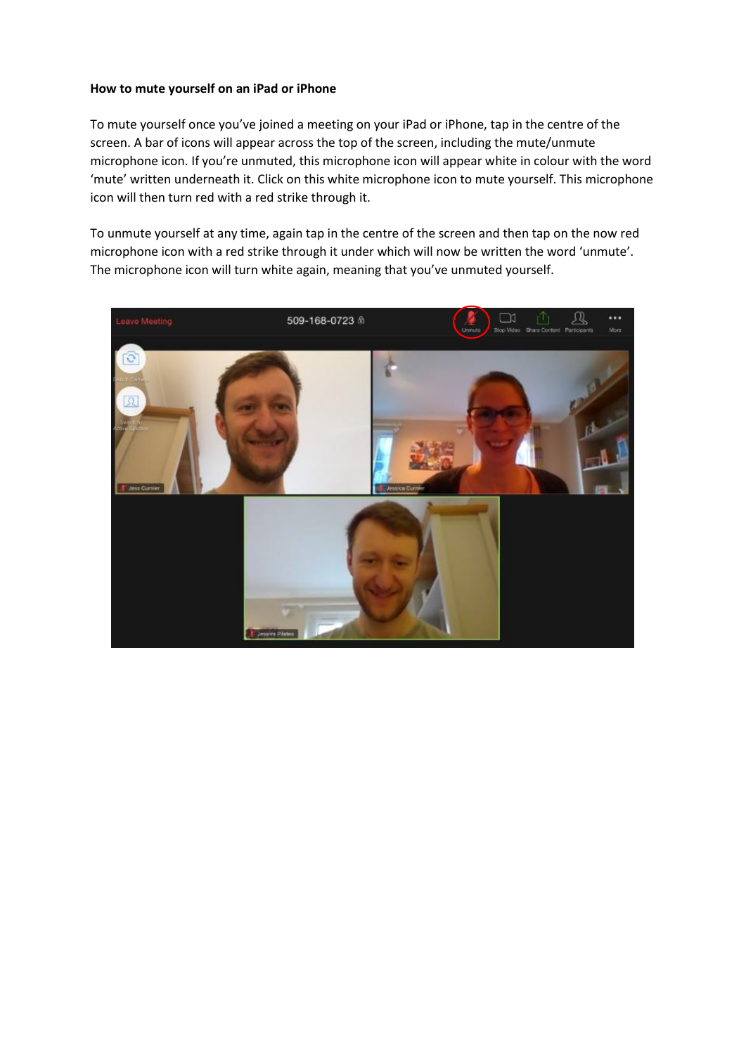**How to mute yourself on an iPad or iPhone**

To mute yourself once you've joined a meeting on your iPad or iPhone, tap in the centre of the screen. A bar of icons will appear across the top of the screen, including the mute/unmute microphone icon. If you're unmuted, this microphone icon will appear white in colour with the word 'mute' written underneath it. Click on this white microphone icon to mute yourself. This microphone icon will then turn red with a red strike through it.

To unmute yourself at any time, again tap in the centre of the screen and then tap on the now red microphone icon with a red strike through it under which will now be written the word 'unmute'. The microphone icon will turn white again, meaning that you've unmuted yourself.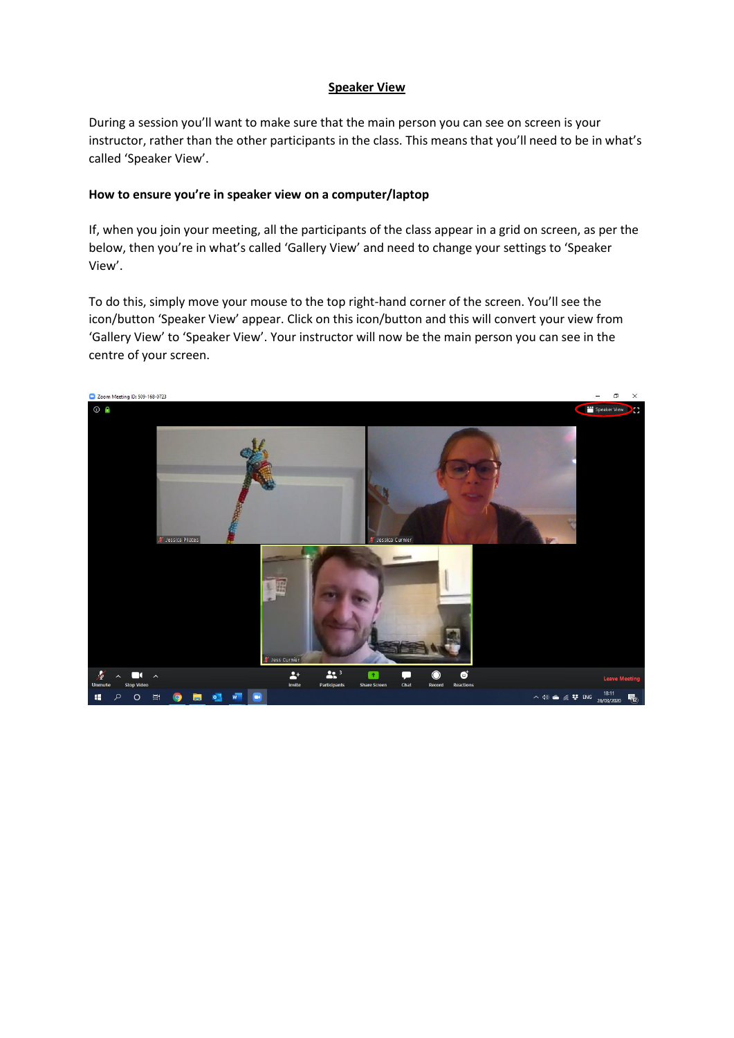## Speaker View

During a session you'll want to make sure that the main person you can see on screen is your instructor, rather than the other participants in the class. This means that you'll need to be in what's called 'Speaker View'.

### How to ensure you're in speaker view on a computer/laptop

If, when you join your meeting, all the participants of the class appear in a grid on screen, as per the below, then you're in what's called 'Gallery View' and need to change your settings to 'Speaker View'.

To do this, simply move your mouse to the top right-hand corner of the screen. You'll see the icon/button 'Speaker View' appear. Click on this icon/button and this will convert your view from 'Gallery View' to 'Speaker View'. Your instructor will now be the main person you can see in the centre of your screen.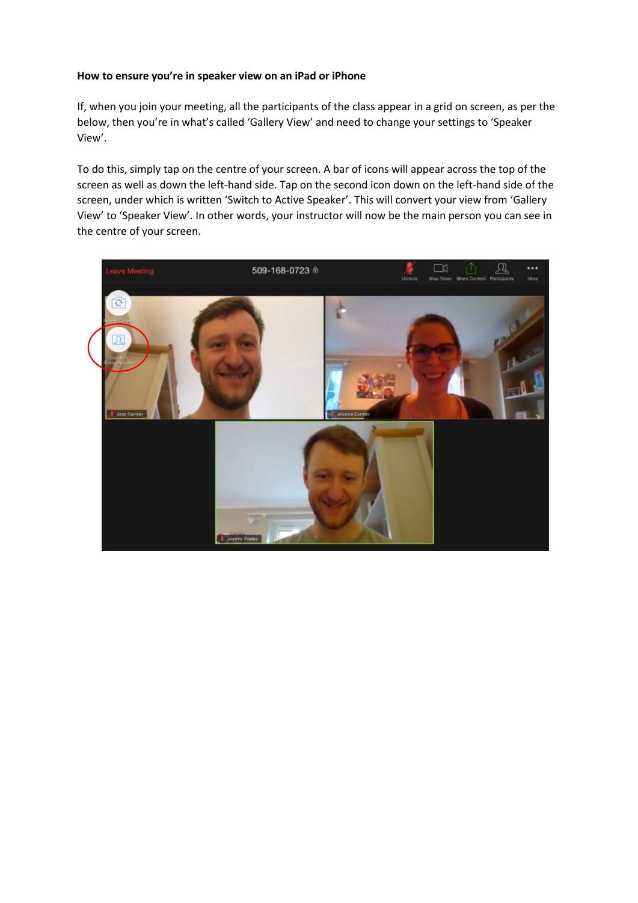**How to ensure you're in speaker view on an iPad or iPhone**

If, when you join your meeting, all the participants of the class appear in a grid on screen, as per the below, then you're in what's called 'Gallery View' and need to change your settings to 'Speaker View'.

To do this, simply tap on the centre of your screen. A bar of icons will appear across the top of the screen as well as down the left-hand side. Tap on the second icon down on the left-hand side of the screen, under which is written 'Switch to Active Speaker'. This will convert your view from 'Gallery View' to 'Speaker View'. In other words, your instructor will now be the main person you can see in the centre of your screen.